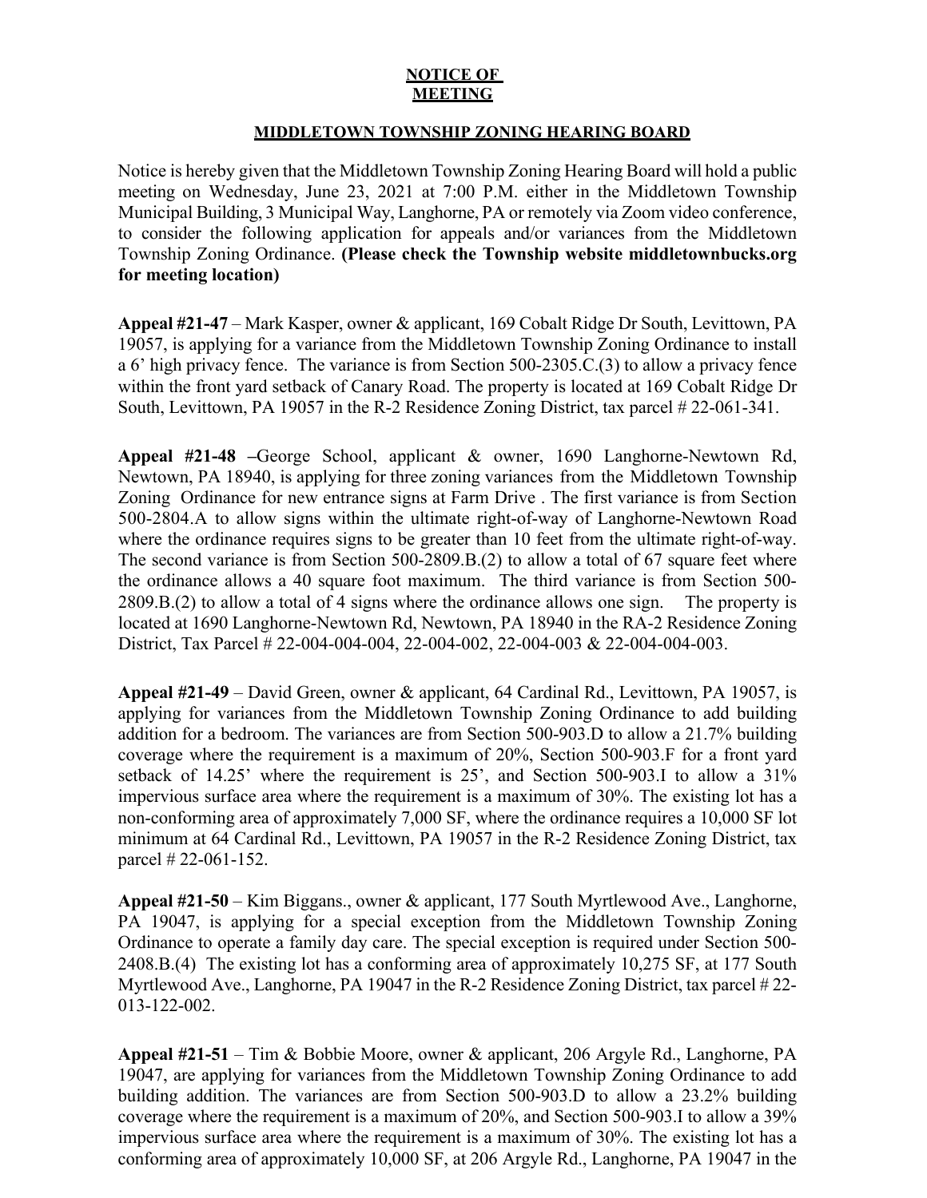**NOTICE OF MEETING**

**MIDDLETOWN TOWNSHIP ZONING HEARING BOARD**

Notice is hereby given that the Middletown Township Zoning Hearing Board will hold a public meeting on Wednesday, June 23, 2021 at 7:00 P.M. either in the Middletown Township Municipal Building, 3 Municipal Way, Langhorne, PA or remotely via Zoom video conference, to consider the following application for appeals and/or variances from the Middletown Township Zoning Ordinance. **(Please check the Township website middletownbucks.org for meeting location)**

**Appeal #21-47** – Mark Kasper, owner & applicant, 169 Cobalt Ridge Dr South, Levittown, PA 19057, is applying for a variance from the Middletown Township Zoning Ordinance to install a 6' high privacy fence. The variance is from Section 500-2305.C.(3) to allow a privacy fence within the front yard setback of Canary Road. The property is located at 169 Cobalt Ridge Dr South, Levittown, PA 19057 in the R-2 Residence Zoning District, tax parcel # 22-061-341.

**Appeal #21-48 –**George School, applicant & owner, 1690 Langhorne-Newtown Rd, Newtown, PA 18940, is applying for three zoning variances from the Middletown Township Zoning Ordinance for new entrance signs at Farm Drive . The first variance is from Section 500-2804.A to allow signs within the ultimate right-of-way of Langhorne-Newtown Road where the ordinance requires signs to be greater than 10 feet from the ultimate right-of-way. The second variance is from Section 500-2809.B.(2) to allow a total of 67 square feet where the ordinance allows a 40 square foot maximum. The third variance is from Section 500-2809.B.(2) to allow a total of 4 signs where the ordinance allows one sign. The property is located at 1690 Langhorne-Newtown Rd, Newtown, PA 18940 in the RA-2 Residence Zoning District, Tax Parcel # 22-004-004-004, 22-004-002, 22-004-003 & 22-004-004-003.

**Appeal #21-49** – David Green, owner & applicant, 64 Cardinal Rd., Levittown, PA 19057, is applying for variances from the Middletown Township Zoning Ordinance to add building addition for a bedroom. The variances are from Section 500-903.D to allow a 21.7% building coverage where the requirement is a maximum of 20%, Section 500-903.F for a front yard setback of 14.25' where the requirement is 25', and Section 500-903.I to allow a 31% impervious surface area where the requirement is a maximum of 30%. The existing lot has a non-conforming area of approximately 7,000 SF, where the ordinance requires a 10,000 SF lot minimum at 64 Cardinal Rd., Levittown, PA 19057 in the R-2 Residence Zoning District, tax parcel # 22-061-152.

**Appeal #21-50** – Kim Biggans., owner & applicant, 177 South Myrtlewood Ave., Langhorne, PA 19047, is applying for a special exception from the Middletown Township Zoning Ordinance to operate a family day care. The special exception is required under Section 500-2408.B.(4) The existing lot has a conforming area of approximately 10,275 SF, at 177 South Myrtlewood Ave., Langhorne, PA 19047 in the R-2 Residence Zoning District, tax parcel # 22-013-122-002.

**Appeal #21-51** – Tim & Bobbie Moore, owner & applicant, 206 Argyle Rd., Langhorne, PA 19047, are applying for variances from the Middletown Township Zoning Ordinance to add building addition. The variances are from Section 500-903.D to allow a 23.2% building coverage where the requirement is a maximum of 20%, and Section 500-903.I to allow a 39% impervious surface area where the requirement is a maximum of 30%. The existing lot has a conforming area of approximately 10,000 SF, at 206 Argyle Rd., Langhorne, PA 19047 in the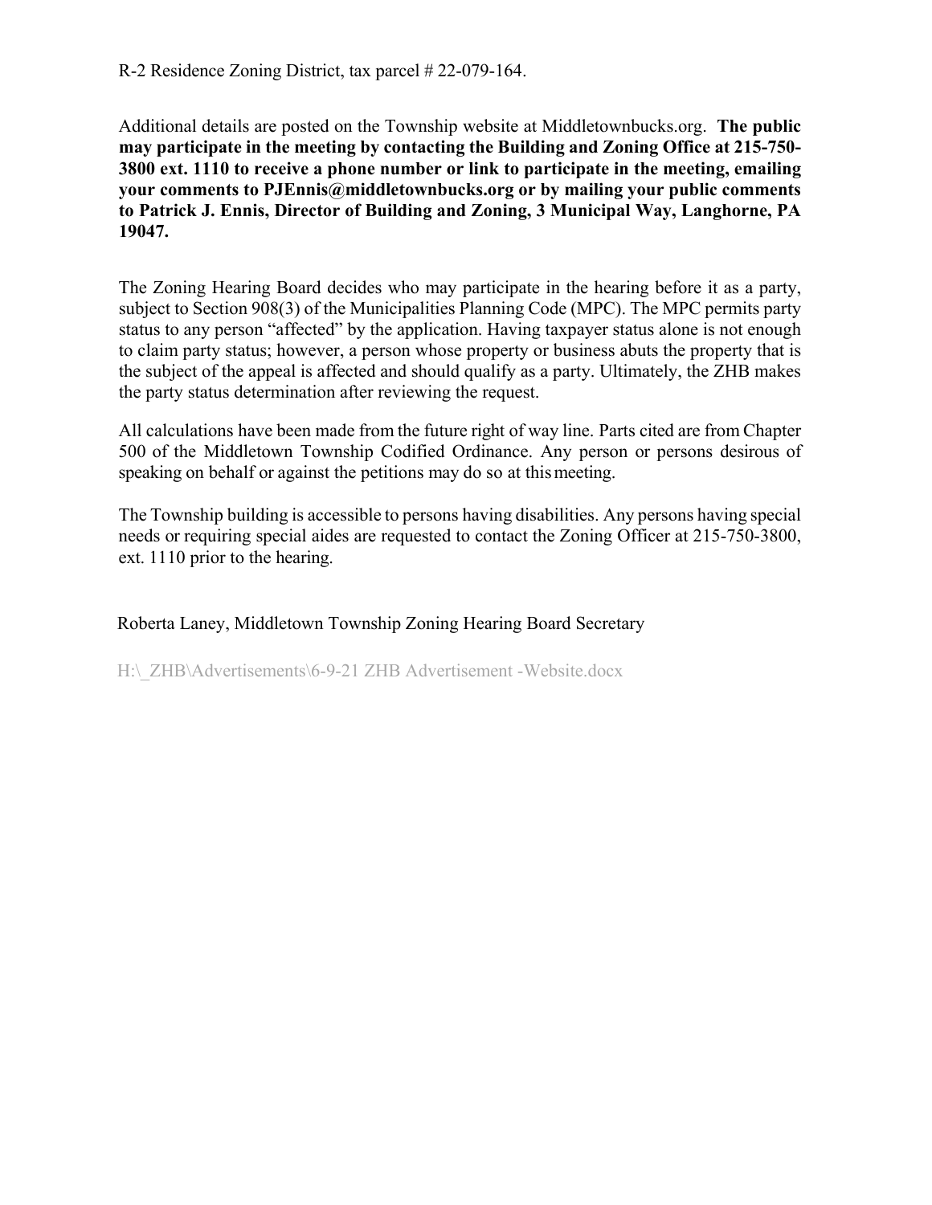R-2 Residence Zoning District, tax parcel # 22-079-164.

Additional details are posted on the Township website at Middletownbucks.org. **The public may participate in the meeting by contacting the Building and Zoning Office at 215-750-3800 ext. 1110 to receive a phone number or link to participate in the meeting, emailing your comments to PJEnnis@middletownbucks.org or by mailing your public comments to Patrick J. Ennis, Director of Building and Zoning, 3 Municipal Way, Langhorne, PA 19047.**

The Zoning Hearing Board decides who may participate in the hearing before it as a party, subject to Section 908(3) of the Municipalities Planning Code (MPC). The MPC permits party status to any person "affected" by the application. Having taxpayer status alone is not enough to claim party status; however, a person whose property or business abuts the property that is the subject of the appeal is affected and should qualify as a party. Ultimately, the ZHB makes the party status determination after reviewing the request.

All calculations have been made from the future right of way line. Parts cited are from Chapter 500 of the Middletown Township Codified Ordinance. Any person or persons desirous of speaking on behalf or against the petitions may do so at this meeting.

The Township building is accessible to persons having disabilities. Any persons having special needs or requiring special aides are requested to contact the Zoning Officer at 215-750-3800, ext. 1110 prior to the hearing.

Roberta Laney, Middletown Township Zoning Hearing Board Secretary

H:\_ZHB\Advertisements\6-9-21 ZHB Advertisement -Website.docx